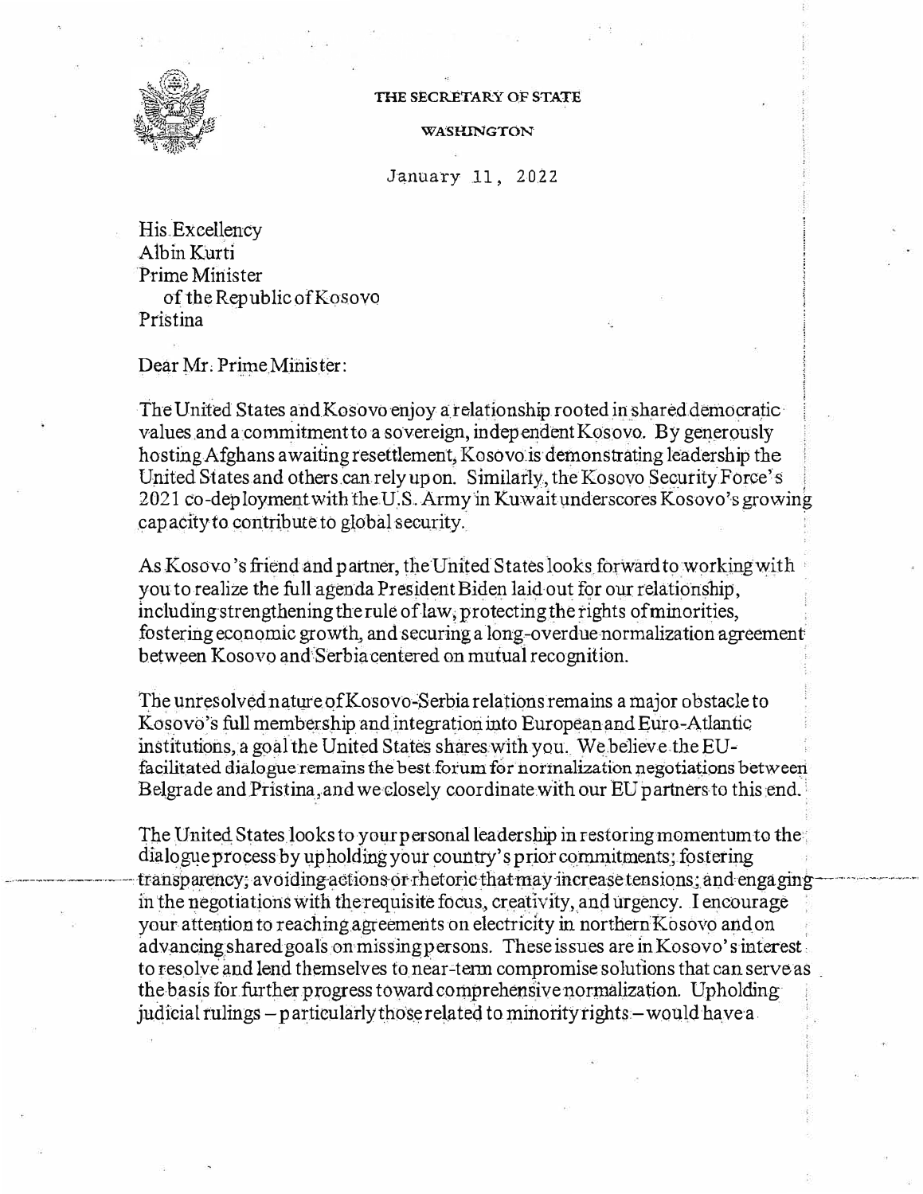THE SECRETARY OF STATE

WASHINGTON

January 11, 2022

His Excellency
Albin Kurti
Prime Minister
of the Republic of Kosovo
Pristina

Dear Mr. Prime Minister:

The United States and Kosovo enjoy a relationship rooted in shared democratic values and a commitment to a sovereign, independent Kosovo. By generously hosting Afghans awaiting resettlement, Kosovo is demonstrating leadership the United States and others can rely upon. Similarly, the Kosovo Security Force's 2021 co-deployment with the U.S. Army in Kuwait underscores Kosovo's growing capacity to contribute to global security.

As Kosovo's friend and partner, the United States looks forward to working with you to realize the full agenda President Biden laid out for our relationship, including strengthening the rule of law, protecting the rights of minorities, fostering economic growth, and securing a long-overdue normalization agreement between Kosovo and Serbia centered on mutual recognition.

The unresolved nature of Kosovo-Serbia relations remains a major obstacle to Kosovo's full membership and integration into European and Euro-Atlantic institutions, a goal the United States shares with you. We believe the EU-facilitated dialogue remains the best forum for normalization negotiations between Belgrade and Pristina, and we closely coordinate with our EU partners to this end.

The United States looks to your personal leadership in restoring momentum to the dialogue process by upholding your country's prior commitments; fostering transparency; avoiding actions or rhetoric that may increase tensions; and engaging in the negotiations with the requisite focus, creativity, and urgency. I encourage your attention to reaching agreements on electricity in northern Kosovo and on advancing shared goals on missing persons. These issues are in Kosovo's interest to resolve and lend themselves to near-term compromise solutions that can serve as the basis for further progress toward comprehensive normalization. Upholding judicial rulings – particularly those related to minority rights – would have a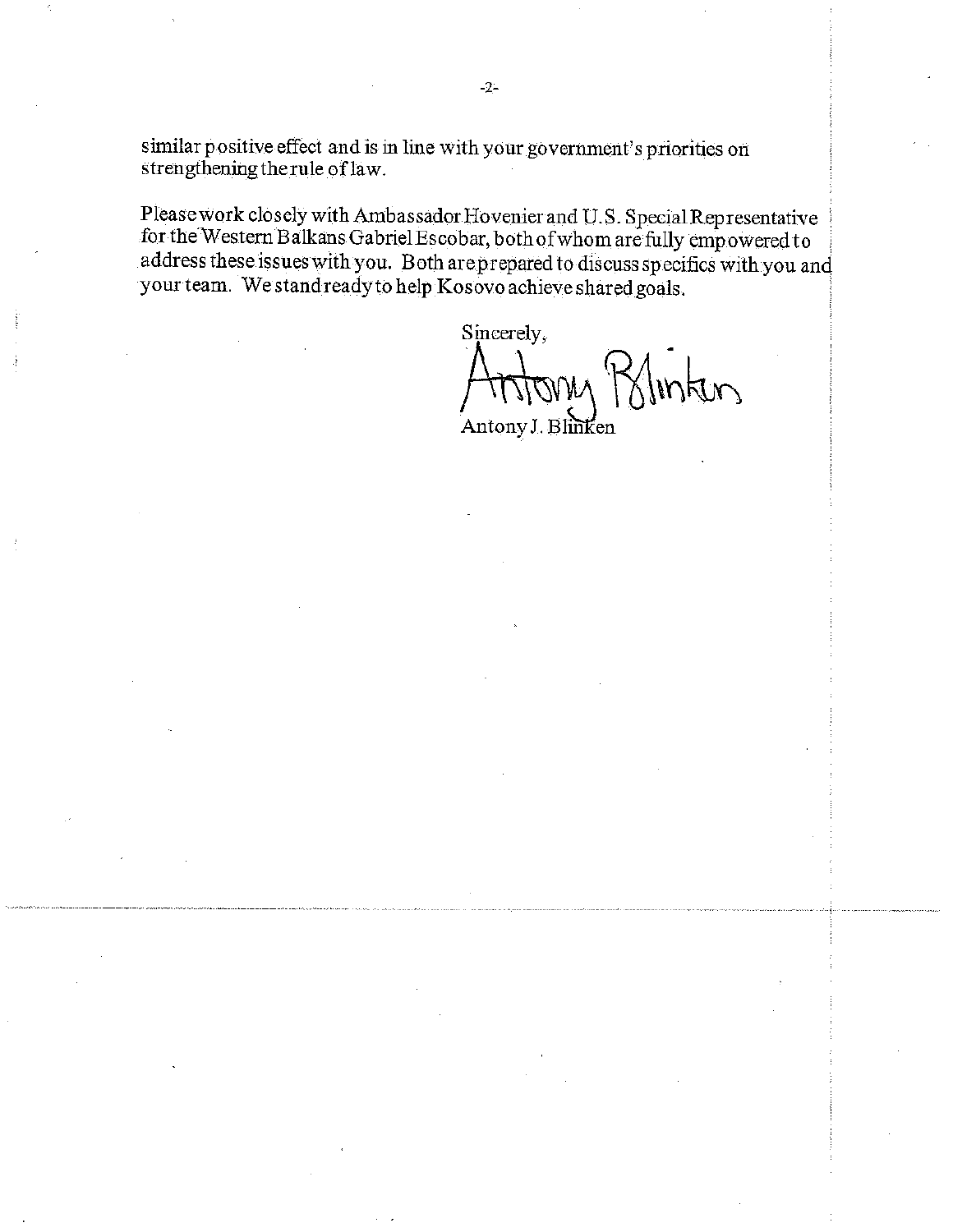similar positive effect and is in line with your government's priorities on strengthening the rule of law.

Please work closely with Ambassador Hovenier and U.S. Special Representative for the Western Balkans Gabriel Escobar, both of whom are fully empowered to address these issues with you. Both are prepared to discuss specifics with you and your team. We stand ready to help Kosovo achieve shared goals.

Sincerely,

Antony J. Blinken